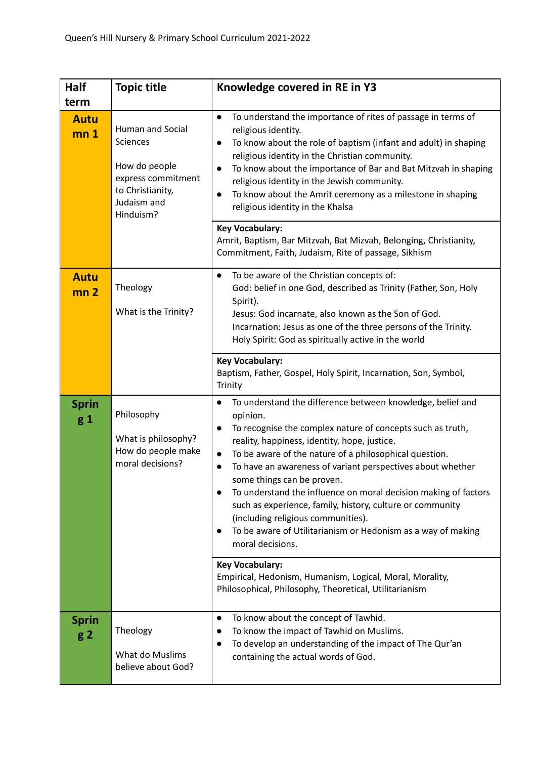Queen's Hill Nursery & Primary School Curriculum 2021-2022

| Half term | Topic title | Knowledge covered in RE in Y3 |
|---|---|---|
| **Autumn 1** | Human and Social Sciences<br><br>How do people express commitment to Christianity, Judaism and Hinduism? | • To understand the importance of rites of passage in terms of religious identity.<br>• To know about the role of baptism (infant and adult) in shaping religious identity in the Christian community.<br>• To know about the importance of Bar and Bat Mitzvah in shaping religious identity in the Jewish community.<br>• To know about the Amrit ceremony as a milestone in shaping religious identity in the Khalsa |
| | | **Key Vocabulary:**<br>Amrit, Baptism, Bar Mitzvah, Bat Mizvah, Belonging, Christianity, Commitment, Faith, Judaism, Rite of passage, Sikhism |
| **Autumn 2** | Theology<br><br>What is the Trinity? | • To be aware of the Christian concepts of:<br>God: belief in one God, described as Trinity (Father, Son, Holy Spirit).<br>Jesus: God incarnate, also known as the Son of God.<br>Incarnation: Jesus as one of the three persons of the Trinity.<br>Holy Spirit: God as spiritually active in the world |
| | | **Key Vocabulary:**<br>Baptism, Father, Gospel, Holy Spirit, Incarnation, Son, Symbol, Trinity |
| **Spring 1** | Philosophy<br><br>What is philosophy? How do people make moral decisions? | • To understand the difference between knowledge, belief and opinion.<br>• To recognise the complex nature of concepts such as truth, reality, happiness, identity, hope, justice.<br>• To be aware of the nature of a philosophical question.<br>• To have an awareness of variant perspectives about whether some things can be proven.<br>• To understand the influence on moral decision making of factors such as experience, family, history, culture or community (including religious communities).<br>• To be aware of Utilitarianism or Hedonism as a way of making moral decisions. |
| | | **Key Vocabulary:**<br>Empirical, Hedonism, Humanism, Logical, Moral, Morality, Philosophical, Philosophy, Theoretical, Utilitarianism |
| **Spring 2** | Theology<br><br>What do Muslims believe about God? | • To know about the concept of Tawhid.<br>• To know the impact of Tawhid on Muslims.<br>• To develop an understanding of the impact of The Qur'an containing the actual words of God. |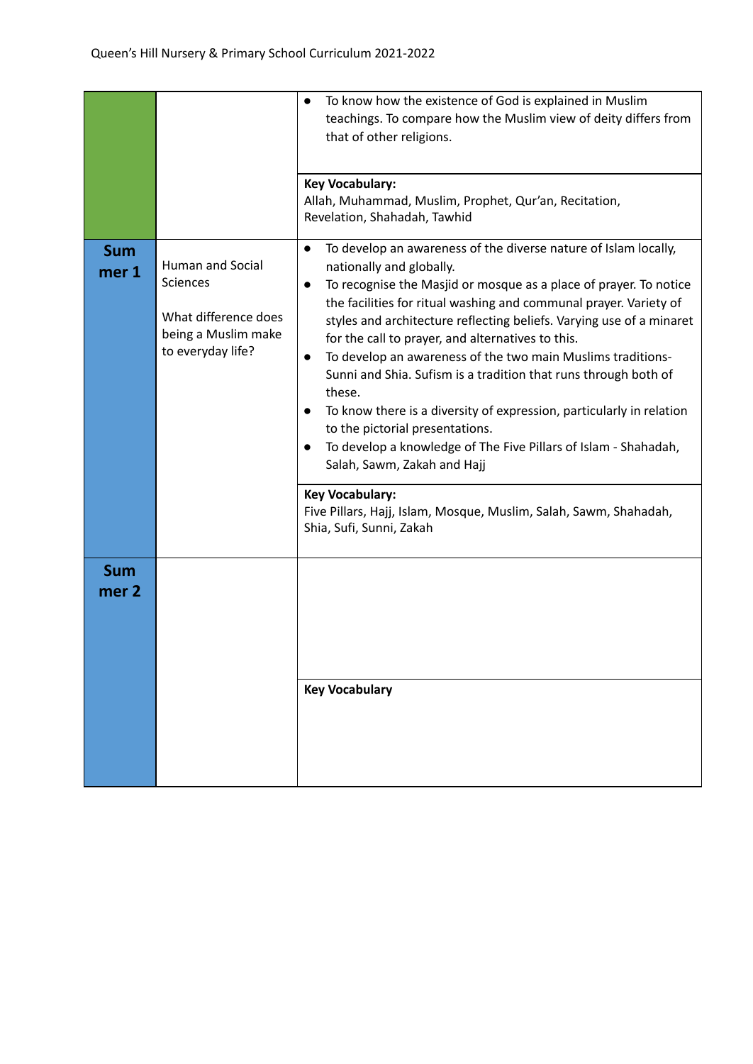| | | |
|---|---|---|
| | | • To know how the existence of God is explained in Muslim teachings. To compare how the Muslim view of deity differs from that of other religions. |
| | | **Key Vocabulary:**<br>Allah, Muhammad, Muslim, Prophet, Qur'an, Recitation, Revelation, Shahadah, Tawhid |
| **Summer 1** | Human and Social Sciences<br><br>What difference does being a Muslim make to everyday life? | • To develop an awareness of the diverse nature of Islam locally, nationally and globally.<br>• To recognise the Masjid or mosque as a place of prayer. To notice the facilities for ritual washing and communal prayer. Variety of styles and architecture reflecting beliefs. Varying use of a minaret for the call to prayer, and alternatives to this.<br>• To develop an awareness of the two main Muslims traditions- Sunni and Shia. Sufism is a tradition that runs through both of these.<br>• To know there is a diversity of expression, particularly in relation to the pictorial presentations.<br>• To develop a knowledge of The Five Pillars of Islam - Shahadah, Salah, Sawm, Zakah and Hajj |
| | | **Key Vocabulary:**<br>Five Pillars, Hajj, Islam, Mosque, Muslim, Salah, Sawm, Shahadah, Shia, Sufi, Sunni, Zakah |
| **Summer 2** | | |
| | | **Key Vocabulary** |